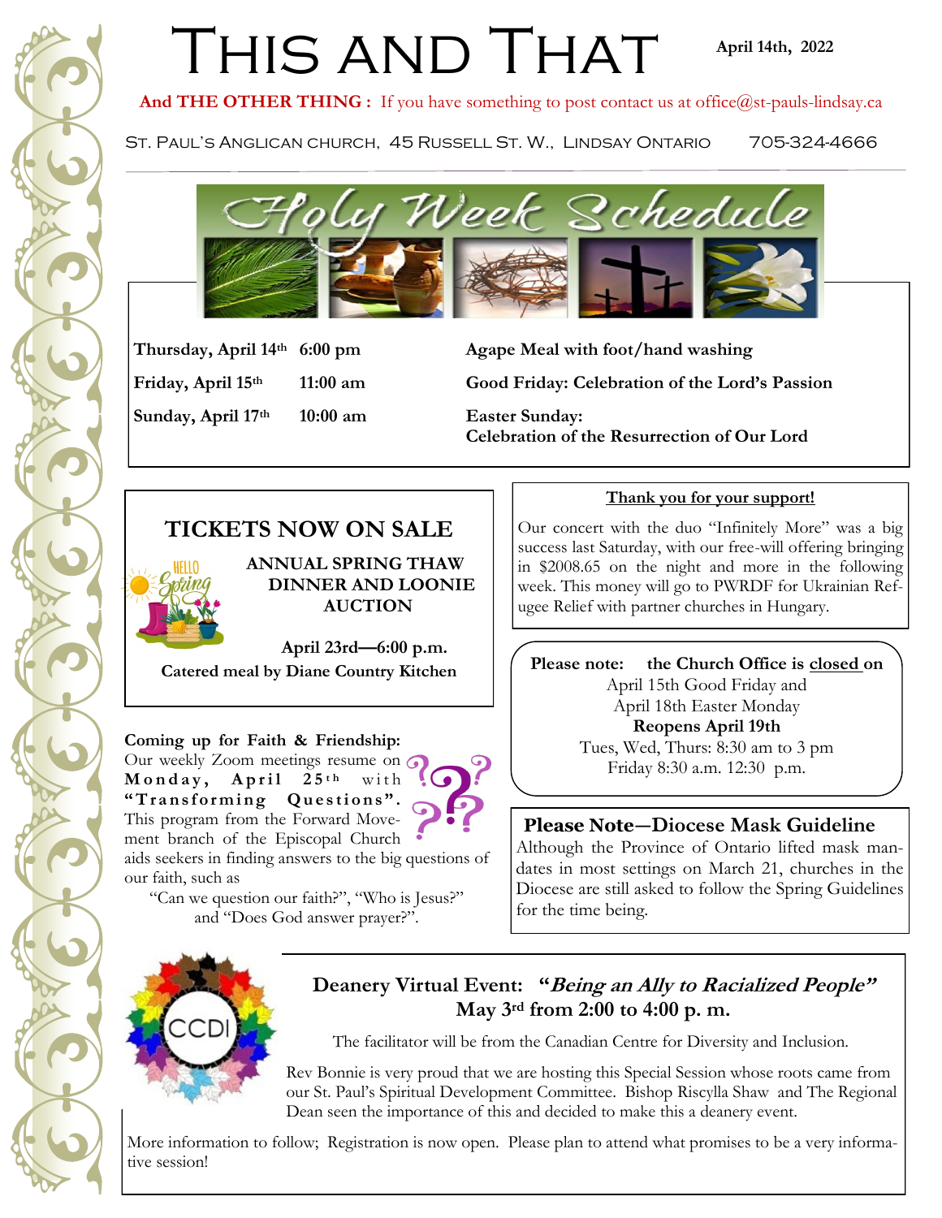# This and That

**April 14th, 2022**

**And THE OTHER THING :** If you have something to post contact us at office@st-pauls-lindsay.ca

St. Paul's Anglican church, 45 Russell St. W., Lindsay Ontario 705-324-4666

## Holy Week Schedule

| | | |
|---|---|---|
| **Thursday, April 14th** | **6:00 pm** | **Agape Meal with foot/hand washing** |
| **Friday, April 15th** | **11:00 am** | **Good Friday: Celebration of the Lord's Passion** |
| **Sunday, April 17th** | **10:00 am** | **Easter Sunday: Celebration of the Resurrection of Our Lord** |

## TICKETS NOW ON SALE

**ANNUAL SPRING THAW DINNER AND LOONIE AUCTION**

**April 23rd—6:00 p.m.**

**Catered meal by Diane Country Kitchen**

**Coming up for Faith & Friendship:** Our weekly Zoom meetings resume on **Monday, April 25th** with **"Transforming Questions".** This program from the Forward Movement branch of the Episcopal Church aids seekers in finding answers to the big questions of our faith, such as

"Can we question our faith?", "Who is Jesus?" and "Does God answer prayer?".

**Thank you for your support!**

Our concert with the duo "Infinitely More" was a big success last Saturday, with our free-will offering bringing in $2008.65 on the night and more in the following week. This money will go to PWRDF for Ukrainian Refugee Relief with partner churches in Hungary.

**Please note: the Church Office is closed on**

April 15th Good Friday and

April 18th Easter Monday

**Reopens April 19th**

Tues, Wed, Thurs: 8:30 am to 3 pm

Friday 8:30 a.m. 12:30 p.m.

## Please Note—Diocese Mask Guideline

Although the Province of Ontario lifted mask mandates in most settings on March 21, churches in the Diocese are still asked to follow the Spring Guidelines for the time being.

## Deanery Virtual Event: "*Being an Ally to Racialized People*"

**May 3rd from 2:00 to 4:00 p. m.**

The facilitator will be from the Canadian Centre for Diversity and Inclusion.

Rev Bonnie is very proud that we are hosting this Special Session whose roots came from our St. Paul's Spiritual Development Committee. Bishop Riscylla Shaw and The Regional Dean seen the importance of this and decided to make this a deanery event.

More information to follow; Registration is now open. Please plan to attend what promises to be a very informative session!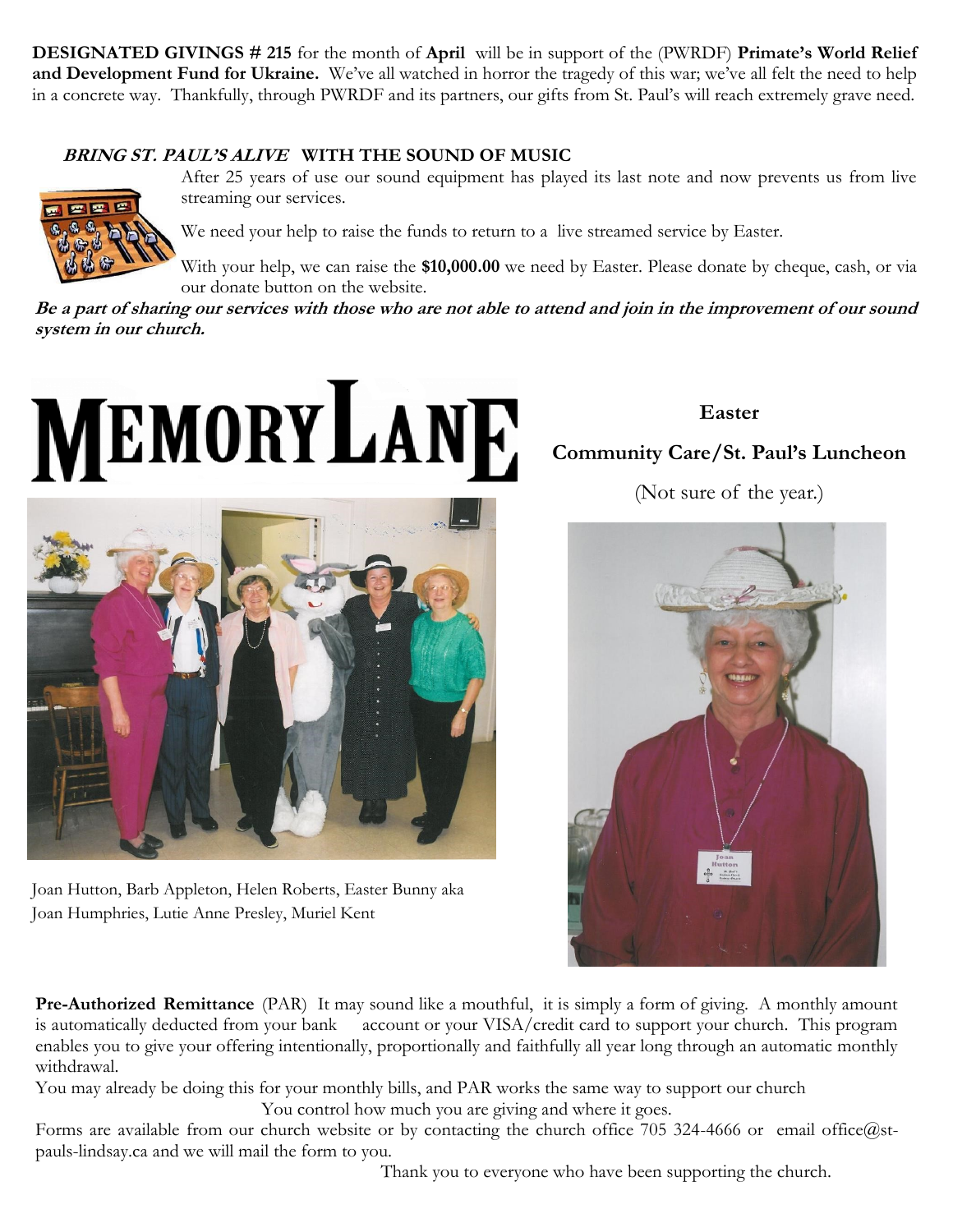**DESIGNATED GIVINGS # 215** for the month of **April** will be in support of the (PWRDF) **Primate's World Relief and Development Fund for Ukraine.** We've all watched in horror the tragedy of this war; we've all felt the need to help in a concrete way. Thankfully, through PWRDF and its partners, our gifts from St. Paul's will reach extremely grave need.

***BRING ST. PAUL'S ALIVE*** **WITH THE SOUND OF MUSIC**

After 25 years of use our sound equipment has played its last note and now prevents us from live streaming our services.

We need your help to raise the funds to return to a live streamed service by Easter.

With your help, we can raise the **$10,000.00** we need by Easter. Please donate by cheque, cash, or via our donate button on the website.

***Be a part of sharing our services with those who are not able to attend and join in the improvement of our sound system in our church.***

# MEMORY LANE

Joan Hutton, Barb Appleton, Helen Roberts, Easter Bunny aka Joan Humphries, Lutie Anne Presley, Muriel Kent

**Easter**

**Community Care/St. Paul's Luncheon**

(Not sure of the year.)

**Pre-Authorized Remittance** (PAR) It may sound like a mouthful, it is simply a form of giving. A monthly amount is automatically deducted from your bank account or your VISA/credit card to support your church. This program enables you to give your offering intentionally, proportionally and faithfully all year long through an automatic monthly withdrawal.

You may already be doing this for your monthly bills, and PAR works the same way to support our church

You control how much you are giving and where it goes.

Forms are available from our church website or by contacting the church office 705 324-4666 or email office@st-pauls-lindsay.ca and we will mail the form to you.

Thank you to everyone who have been supporting the church.